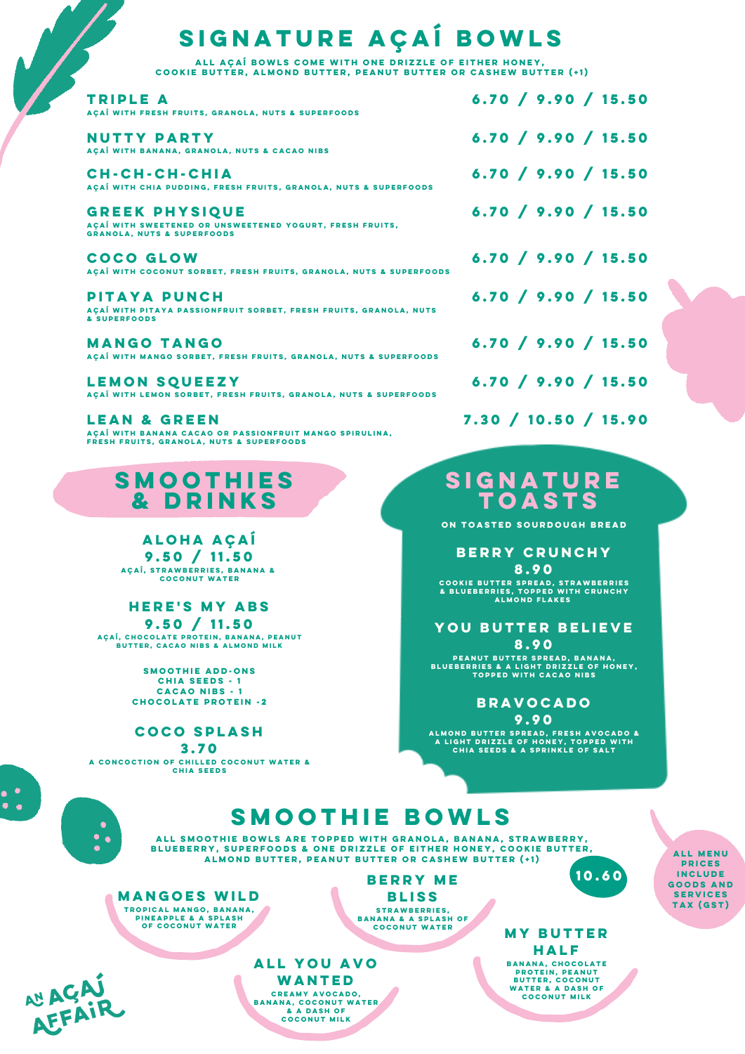# SIGNATURE AÇAÍ BOWLS

ALL AÇAÍ BOWLS COME WITH ONE DRIZZLE OF EITHER HONEY, COOKIE BUTTER, ALMOND BUTTER, PEANUT BUTTER OR CASHEW BUTTER (+1)

**TRIPLE A** — 6.70 / 9.90 / 15.50
AÇAÍ WITH FRESH FRUITS, GRANOLA, NUTS & SUPERFOODS

**NUTTY PARTY** — 6.70 / 9.90 / 15.50
AÇAÍ WITH BANANA, GRANOLA, NUTS & CACAO NIBS

**CH-CH-CH-CHIA** — 6.70 / 9.90 / 15.50
AÇAÍ WITH CHIA PUDDING, FRESH FRUITS, GRANOLA, NUTS & SUPERFOODS

**GREEK PHYSIQUE** — 6.70 / 9.90 / 15.50
AÇAÍ WITH SWEETENED OR UNSWEETENED YOGURT, FRESH FRUITS, GRANOLA, NUTS & SUPERFOODS

**COCO GLOW** — 6.70 / 9.90 / 15.50
AÇAÍ WITH COCONUT SORBET, FRESH FRUITS, GRANOLA, NUTS & SUPERFOODS

**PITAYA PUNCH** — 6.70 / 9.90 / 15.50
AÇAÍ WITH PITAYA PASSIONFRUIT SORBET, FRESH FRUITS, GRANOLA, NUTS & SUPERFOODS

**MANGO TANGO** — 6.70 / 9.90 / 15.50
AÇAÍ WITH MANGO SORBET, FRESH FRUITS, GRANOLA, NUTS & SUPERFOODS

**LEMON SQUEEZY** — 6.70 / 9.90 / 15.50
AÇAÍ WITH LEMON SORBET, FRESH FRUITS, GRANOLA, NUTS & SUPERFOODS

**LEAN & GREEN** — 7.30 / 10.50 / 15.90
AÇAÍ WITH BANANA CACAO OR PASSIONFRUIT MANGO SPIRULINA, FRESH FRUITS, GRANOLA, NUTS & SUPERFOODS

## SMOOTHIES & DRINKS

**ALOHA AÇAÍ**
9.50 / 11.50
AÇAÍ, STRAWBERRIES, BANANA & COCONUT WATER

**HERE'S MY ABS**
9.50 / 11.50
AÇAÍ, CHOCOLATE PROTEIN, BANANA, PEANUT BUTTER, CACAO NIBS & ALMOND MILK

SMOOTHIE ADD-ONS
CHIA SEEDS - 1
CACAO NIBS - 1
CHOCOLATE PROTEIN -2

**COCO SPLASH**
3.70
A CONCOCTION OF CHILLED COCONUT WATER & CHIA SEEDS

## SIGNATURE TOASTS

ON TOASTED SOURDOUGH BREAD

**BERRY CRUNCHY**
8.90
COOKIE BUTTER SPREAD, STRAWBERRIES & BLUEBERRIES, TOPPED WITH CRUNCHY ALMOND FLAKES

**YOU BUTTER BELIEVE**
8.90
PEANUT BUTTER SPREAD, BANANA, BLUEBERRIES & A LIGHT DRIZZLE OF HONEY, TOPPED WITH CACAO NIBS

**BRAVOCADO**
9.90
ALMOND BUTTER SPREAD, FRESH AVOCADO & A LIGHT DRIZZLE OF HONEY, TOPPED WITH CHIA SEEDS & A SPRINKLE OF SALT

## SMOOTHIE BOWLS

ALL SMOOTHIE BOWLS ARE TOPPED WITH GRANOLA, BANANA, STRAWBERRY, BLUEBERRY, SUPERFOODS & ONE DRIZZLE OF EITHER HONEY, COOKIE BUTTER, ALMOND BUTTER, PEANUT BUTTER OR CASHEW BUTTER (+1)

10.60

**MANGOES WILD**
TROPICAL MANGO, BANANA, PINEAPPLE & A SPLASH OF COCONUT WATER

**BERRY ME BLISS**
STRAWBERRIES, BANANA & A SPLASH OF COCONUT WATER

**MY BUTTER HALF**
BANANA, CHOCOLATE PROTEIN, PEANUT BUTTER, COCONUT WATER & A DASH OF COCONUT MILK

**ALL YOU AVO WANTED**
CREAMY AVOCADO, BANANA, COCONUT WATER & A DASH OF COCONUT MILK

ALL MENU PRICES INCLUDE GOODS AND SERVICES TAX (GST)

AN AÇAÍ AFFAIR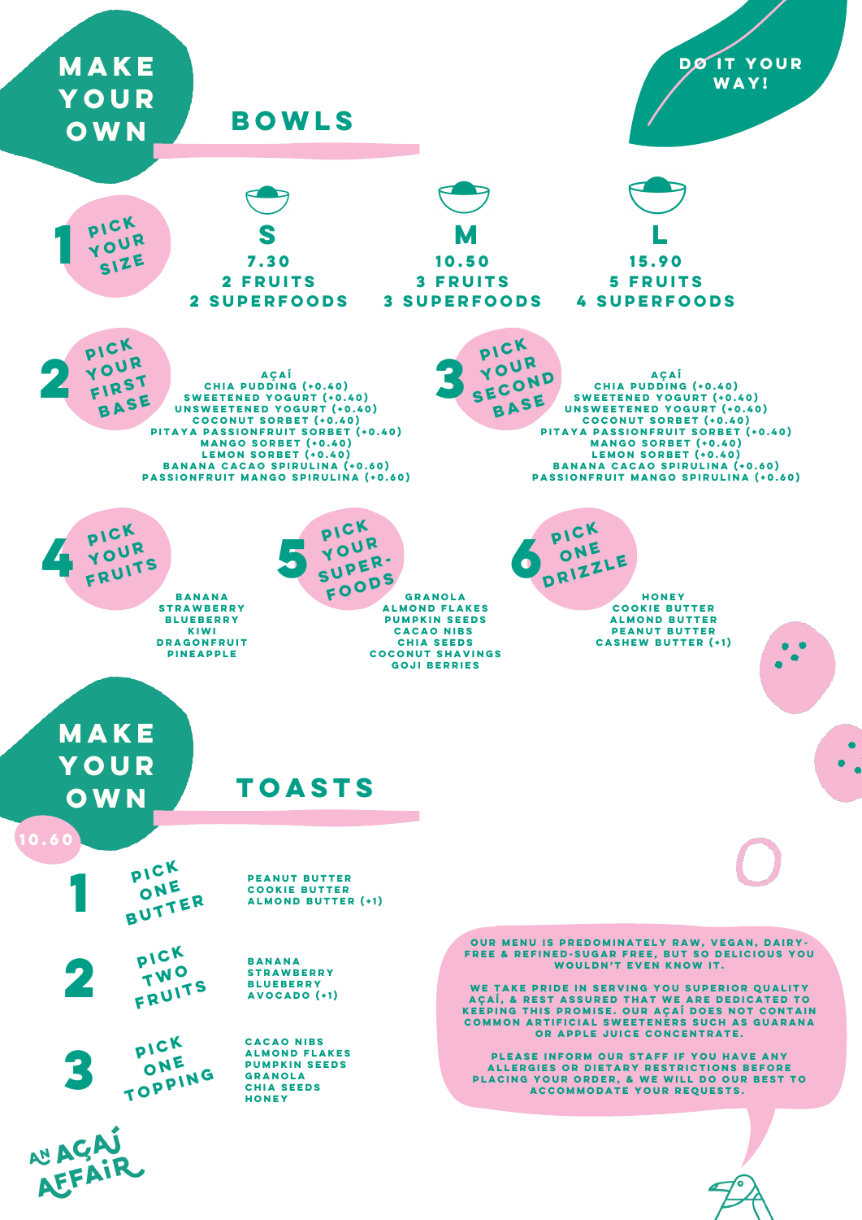# MAKE YOUR OWN BOWLS

DO IT YOUR WAY!

## 1 PICK YOUR SIZE

| S | M | L |
|---|---|---|
| 7.30 | 10.50 | 15.90 |
| 2 FRUITS | 3 FRUITS | 5 FRUITS |
| 2 SUPERFOODS | 3 SUPERFOODS | 4 SUPERFOODS |

## 2 PICK YOUR FIRST BASE

AÇAÍ
CHIA PUDDING (+0.40)
SWEETENED YOGURT (+0.40)
UNSWEETENED YOGURT (+0.40)
COCONUT SORBET (+0.40)
PITAYA PASSIONFRUIT SORBET (+0.40)
MANGO SORBET (+0.40)
LEMON SORBET (+0.40)
BANANA CACAO SPIRULINA (+0.60)
PASSIONFRUIT MANGO SPIRULINA (+0.60)

## 3 PICK YOUR SECOND BASE

AÇAÍ
CHIA PUDDING (+0.40)
SWEETENED YOGURT (+0.40)
UNSWEETENED YOGURT (+0.40)
COCONUT SORBET (+0.40)
PITAYA PASSIONFRUIT SORBET (+0.40)
MANGO SORBET (+0.40)
LEMON SORBET (+0.40)
BANANA CACAO SPIRULINA (+0.60)
PASSIONFRUIT MANGO SPIRULINA (+0.60)

## 4 PICK YOUR FRUITS

BANANA
STRAWBERRY
BLUEBERRY
KIWI
DRAGONFRUIT
PINEAPPLE

## 5 PICK YOUR SUPER-FOODS

GRANOLA
ALMOND FLAKES
PUMPKIN SEEDS
CACAO NIBS
CHIA SEEDS
COCONUT SHAVINGS
GOJI BERRIES

## 6 PICK ONE DRIZZLE

HONEY
COOKIE BUTTER
ALMOND BUTTER
PEANUT BUTTER
CASHEW BUTTER (+1)

# MAKE YOUR OWN TOASTS

10.60

## 1 PICK ONE BUTTER

PEANUT BUTTER
COOKIE BUTTER
ALMOND BUTTER (+1)

## 2 PICK TWO FRUITS

BANANA
STRAWBERRY
BLUEBERRY
AVOCADO (+1)

## 3 PICK ONE TOPPING

CACAO NIBS
ALMOND FLAKES
PUMPKIN SEEDS
GRANOLA
CHIA SEEDS
HONEY

OUR MENU IS PREDOMINATELY RAW, VEGAN, DAIRY-FREE & REFINED-SUGAR FREE, BUT SO DELICIOUS YOU WOULDN'T EVEN KNOW IT.

WE TAKE PRIDE IN SERVING YOU SUPERIOR QUALITY AÇAÍ, & REST ASSURED THAT WE ARE DEDICATED TO KEEPING THIS PROMISE. OUR AÇAÍ DOES NOT CONTAIN COMMON ARTIFICIAL SWEETENERS SUCH AS GUARANA OR APPLE JUICE CONCENTRATE.

PLEASE INFORM OUR STAFF IF YOU HAVE ANY ALLERGIES OR DIETARY RESTRICTIONS BEFORE PLACING YOUR ORDER, & WE WILL DO OUR BEST TO ACCOMMODATE YOUR REQUESTS.

AN AÇAÍ AFFAIR